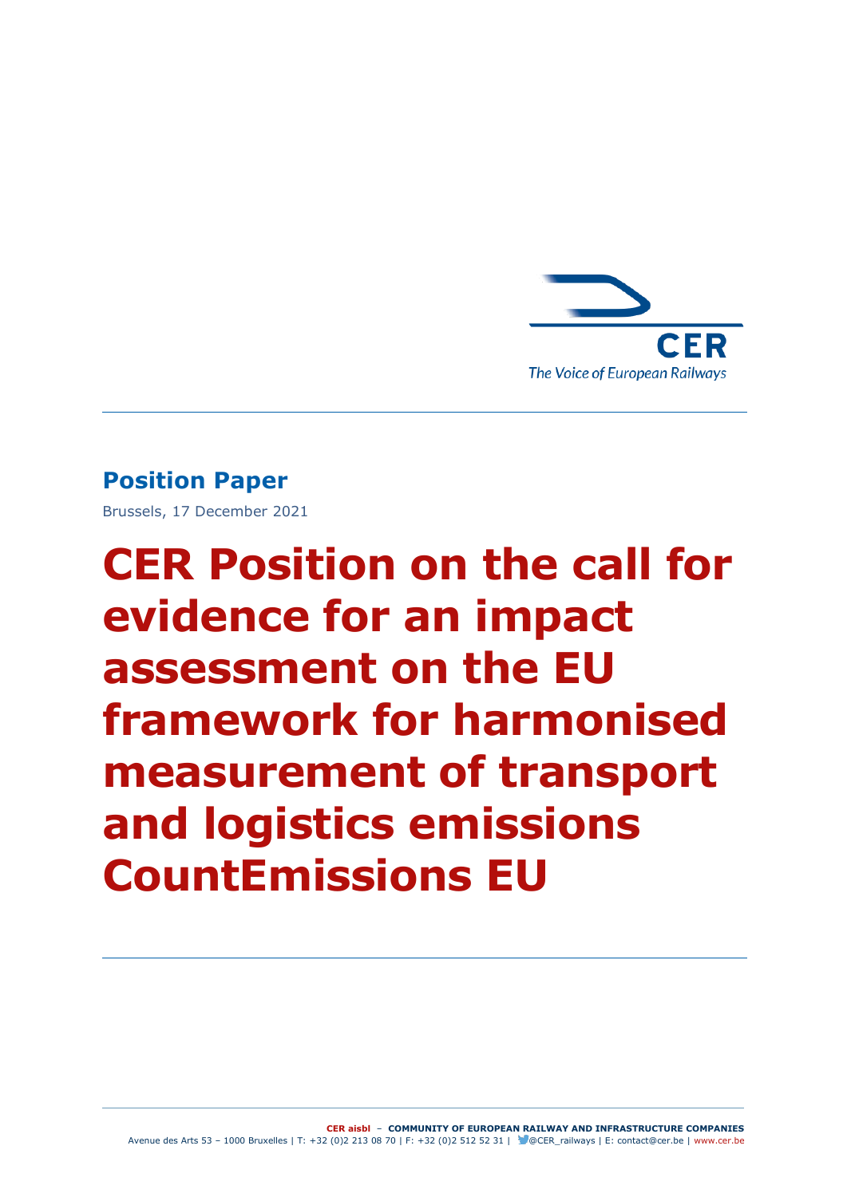CER

The Voice of European Railways

**Position Paper**

Brussels, 17 December 2021

# CER Position on the call for evidence for an impact assessment on the EU framework for harmonised measurement of transport and logistics emissions CountEmissions EU

**CER aisbl** – **COMMUNITY OF EUROPEAN RAILWAY AND INFRASTRUCTURE COMPANIES**
Avenue des Arts 53 – 1000 Bruxelles | T: +32 (0)2 213 08 70 | F: +32 (0)2 512 52 31 | @CER_railways | E: contact@cer.be | www.cer.be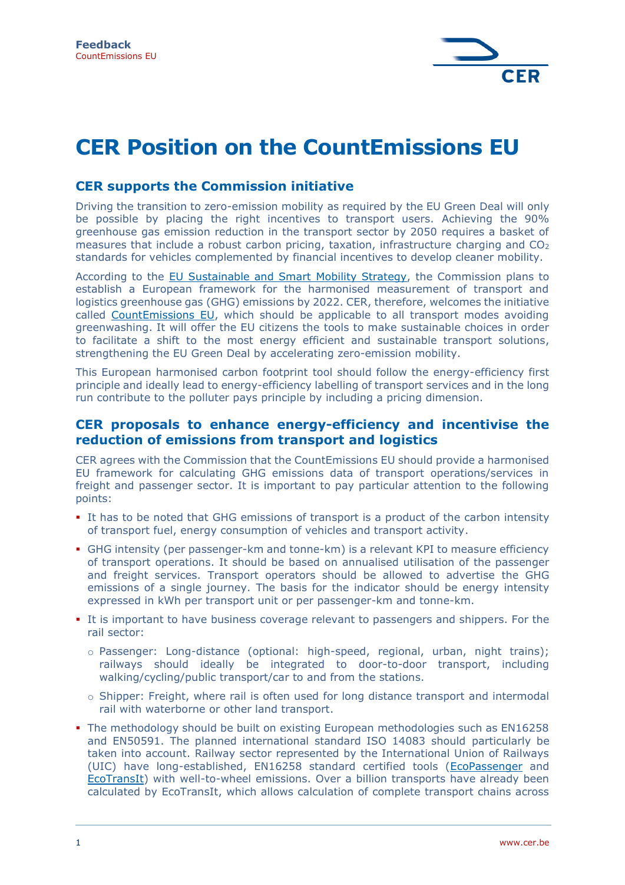# CER Position on the CountEmissions EU

## CER supports the Commission initiative

Driving the transition to zero-emission mobility as required by the EU Green Deal will only be possible by placing the right incentives to transport users. Achieving the 90% greenhouse gas emission reduction in the transport sector by 2050 requires a basket of measures that include a robust carbon pricing, taxation, infrastructure charging and $CO_2$ standards for vehicles complemented by financial incentives to develop cleaner mobility.

According to the [EU Sustainable and Smart Mobility Strategy](), the Commission plans to establish a European framework for the harmonised measurement of transport and logistics greenhouse gas (GHG) emissions by 2022. CER, therefore, welcomes the initiative called [CountEmissions EU](), which should be applicable to all transport modes avoiding greenwashing. It will offer the EU citizens the tools to make sustainable choices in order to facilitate a shift to the most energy efficient and sustainable transport solutions, strengthening the EU Green Deal by accelerating zero-emission mobility.

This European harmonised carbon footprint tool should follow the energy-efficiency first principle and ideally lead to energy-efficiency labelling of transport services and in the long run contribute to the polluter pays principle by including a pricing dimension.

## CER proposals to enhance energy-efficiency and incentivise the reduction of emissions from transport and logistics

CER agrees with the Commission that the CountEmissions EU should provide a harmonised EU framework for calculating GHG emissions data of transport operations/services in freight and passenger sector. It is important to pay particular attention to the following points:

- It has to be noted that GHG emissions of transport is a product of the carbon intensity of transport fuel, energy consumption of vehicles and transport activity.
- GHG intensity (per passenger-km and tonne-km) is a relevant KPI to measure efficiency of transport operations. It should be based on annualised utilisation of the passenger and freight services. Transport operators should be allowed to advertise the GHG emissions of a single journey. The basis for the indicator should be energy intensity expressed in kWh per transport unit or per passenger-km and tonne-km.
- It is important to have business coverage relevant to passengers and shippers. For the rail sector:
  - Passenger: Long-distance (optional: high-speed, regional, urban, night trains); railways should ideally be integrated to door-to-door transport, including walking/cycling/public transport/car to and from the stations.
  - Shipper: Freight, where rail is often used for long distance transport and intermodal rail with waterborne or other land transport.
- The methodology should be built on existing European methodologies such as EN16258 and EN50591. The planned international standard ISO 14083 should particularly be taken into account. Railway sector represented by the International Union of Railways (UIC) have long-established, EN16258 standard certified tools ([EcoPassenger]() and [EcoTransIt]()) with well-to-wheel emissions. Over a billion transports have already been calculated by EcoTransIt, which allows calculation of complete transport chains across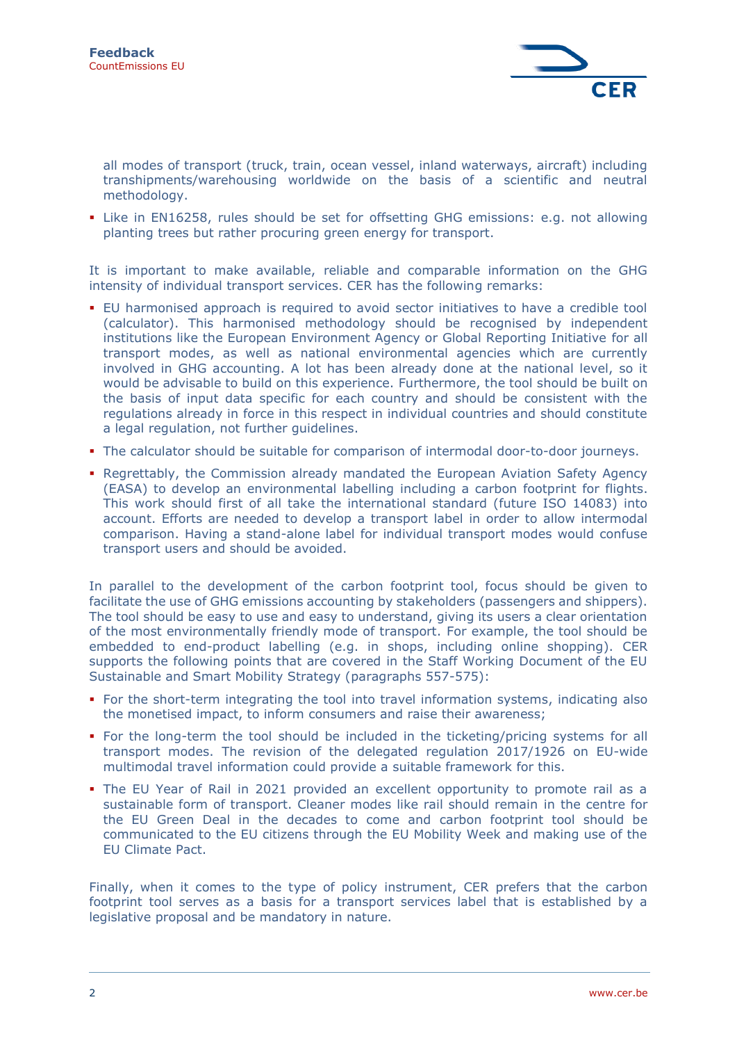all modes of transport (truck, train, ocean vessel, inland waterways, aircraft) including transhipments/warehousing worldwide on the basis of a scientific and neutral methodology.

- Like in EN16258, rules should be set for offsetting GHG emissions: e.g. not allowing planting trees but rather procuring green energy for transport.

It is important to make available, reliable and comparable information on the GHG intensity of individual transport services. CER has the following remarks:

- EU harmonised approach is required to avoid sector initiatives to have a credible tool (calculator). This harmonised methodology should be recognised by independent institutions like the European Environment Agency or Global Reporting Initiative for all transport modes, as well as national environmental agencies which are currently involved in GHG accounting. A lot has been already done at the national level, so it would be advisable to build on this experience. Furthermore, the tool should be built on the basis of input data specific for each country and should be consistent with the regulations already in force in this respect in individual countries and should constitute a legal regulation, not further guidelines.
- The calculator should be suitable for comparison of intermodal door-to-door journeys.
- Regrettably, the Commission already mandated the European Aviation Safety Agency (EASA) to develop an environmental labelling including a carbon footprint for flights. This work should first of all take the international standard (future ISO 14083) into account. Efforts are needed to develop a transport label in order to allow intermodal comparison. Having a stand-alone label for individual transport modes would confuse transport users and should be avoided.

In parallel to the development of the carbon footprint tool, focus should be given to facilitate the use of GHG emissions accounting by stakeholders (passengers and shippers). The tool should be easy to use and easy to understand, giving its users a clear orientation of the most environmentally friendly mode of transport. For example, the tool should be embedded to end-product labelling (e.g. in shops, including online shopping). CER supports the following points that are covered in the Staff Working Document of the EU Sustainable and Smart Mobility Strategy (paragraphs 557-575):

- For the short-term integrating the tool into travel information systems, indicating also the monetised impact, to inform consumers and raise their awareness;
- For the long-term the tool should be included in the ticketing/pricing systems for all transport modes. The revision of the delegated regulation 2017/1926 on EU-wide multimodal travel information could provide a suitable framework for this.
- The EU Year of Rail in 2021 provided an excellent opportunity to promote rail as a sustainable form of transport. Cleaner modes like rail should remain in the centre for the EU Green Deal in the decades to come and carbon footprint tool should be communicated to the EU citizens through the EU Mobility Week and making use of the EU Climate Pact.

Finally, when it comes to the type of policy instrument, CER prefers that the carbon footprint tool serves as a basis for a transport services label that is established by a legislative proposal and be mandatory in nature.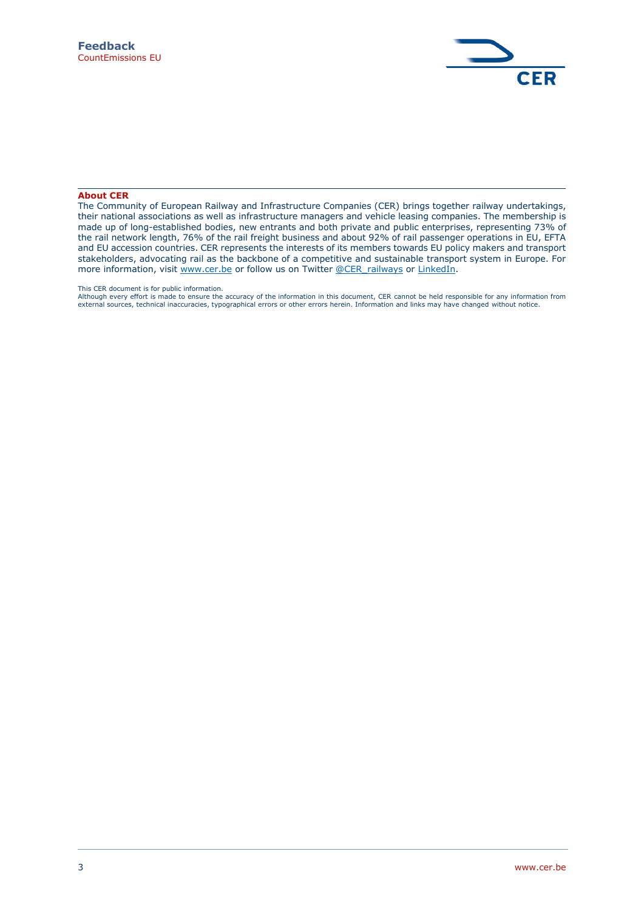## About CER

The Community of European Railway and Infrastructure Companies (CER) brings together railway undertakings, their national associations as well as infrastructure managers and vehicle leasing companies. The membership is made up of long-established bodies, new entrants and both private and public enterprises, representing 73% of the rail network length, 76% of the rail freight business and about 92% of rail passenger operations in EU, EFTA and EU accession countries. CER represents the interests of its members towards EU policy makers and transport stakeholders, advocating rail as the backbone of a competitive and sustainable transport system in Europe. For more information, visit www.cer.be or follow us on Twitter @CER_railways or LinkedIn.

This CER document is for public information.
Although every effort is made to ensure the accuracy of the information in this document, CER cannot be held responsible for any information from external sources, technical inaccuracies, typographical errors or other errors herein. Information and links may have changed without notice.